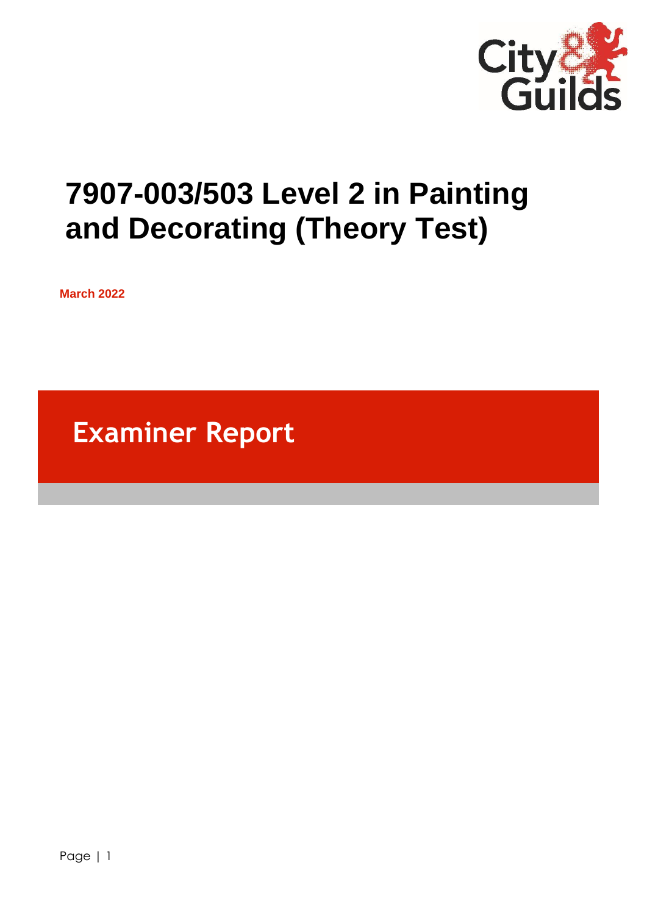# 7907-003/503 Level 2 in Painting and Decorating (Theory Test)

**March 2022**

## Examiner Report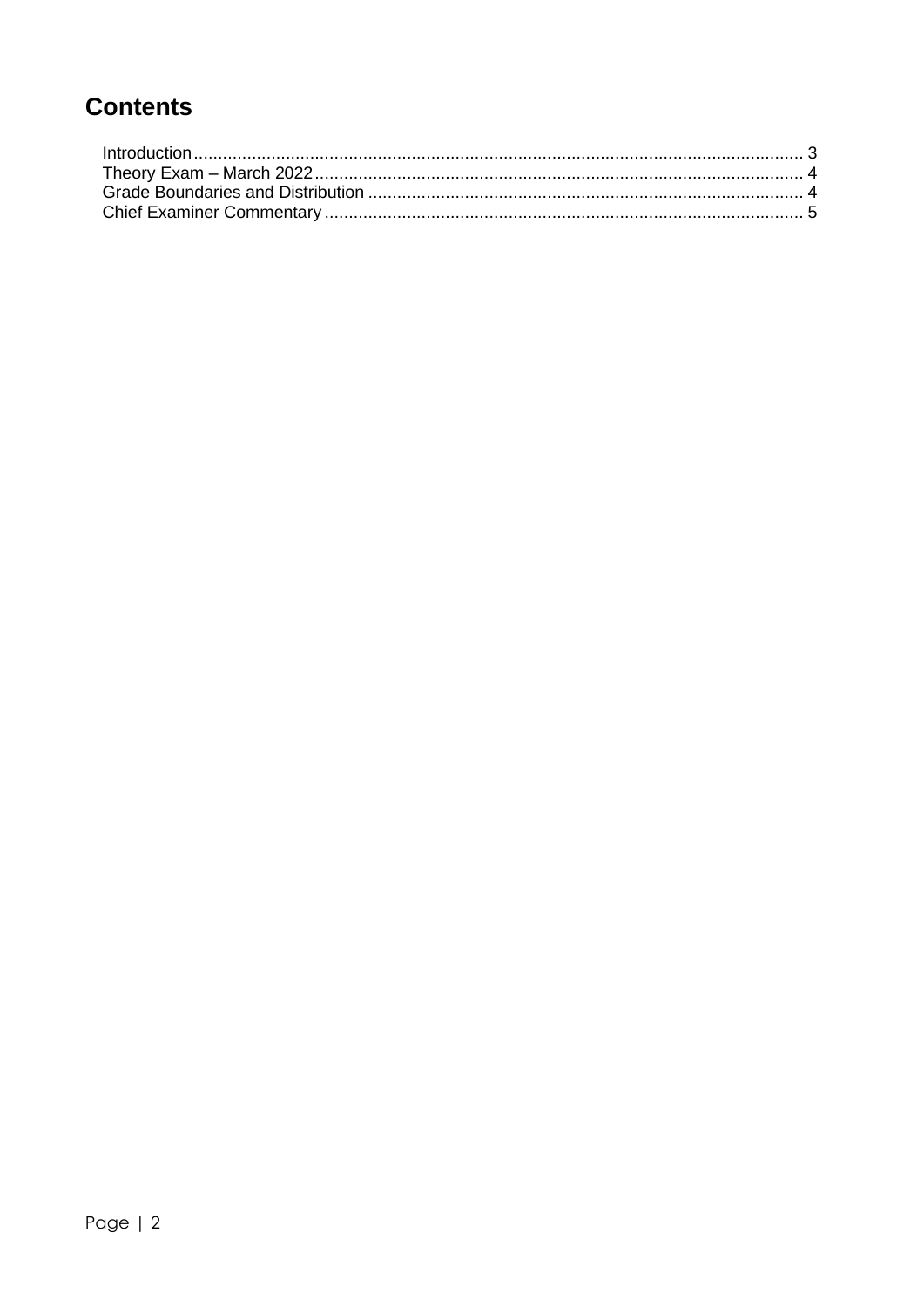# Contents

Introduction ........................................................................................................................ 3
Theory Exam – March 2022 .................................................................................................. 4
Grade Boundaries and Distribution ........................................................................................ 4
Chief Examiner Commentary ................................................................................................. 5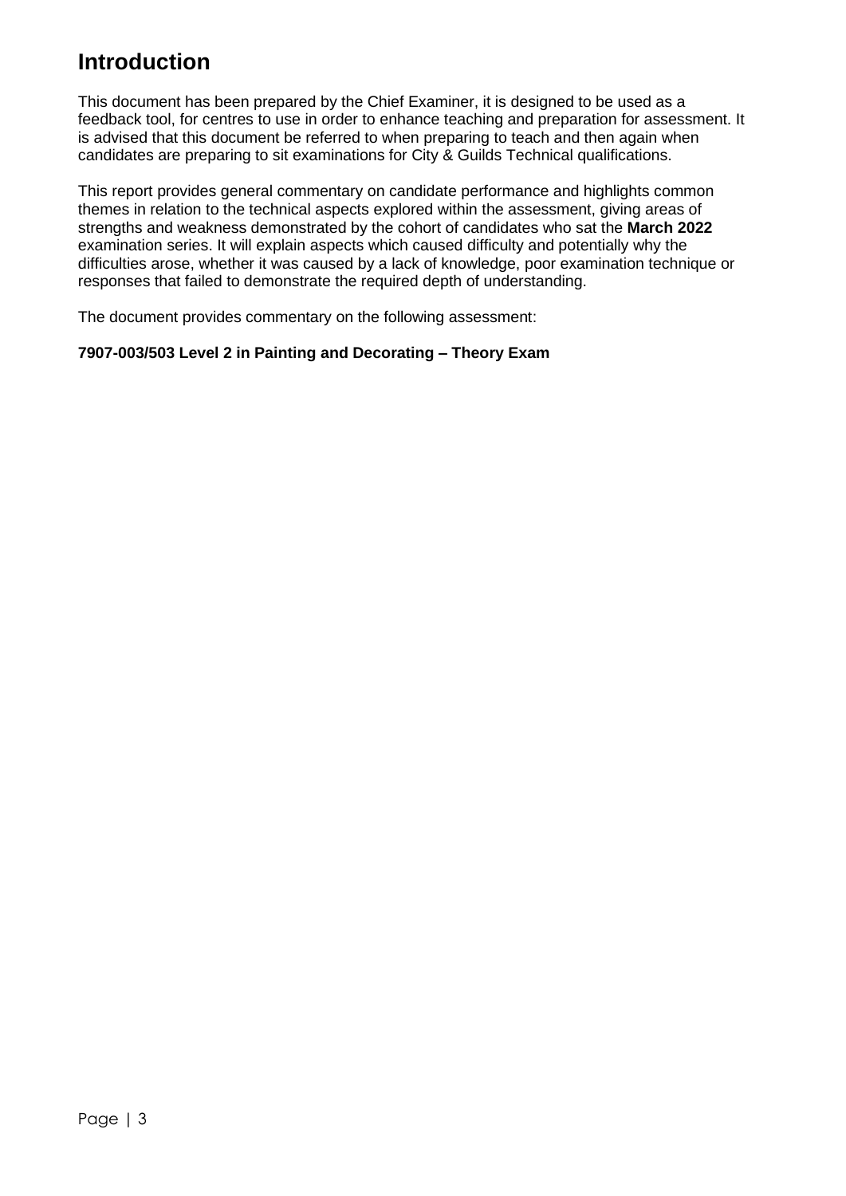# Introduction

This document has been prepared by the Chief Examiner, it is designed to be used as a feedback tool, for centres to use in order to enhance teaching and preparation for assessment. It is advised that this document be referred to when preparing to teach and then again when candidates are preparing to sit examinations for City & Guilds Technical qualifications.

This report provides general commentary on candidate performance and highlights common themes in relation to the technical aspects explored within the assessment, giving areas of strengths and weakness demonstrated by the cohort of candidates who sat the **March 2022** examination series. It will explain aspects which caused difficulty and potentially why the difficulties arose, whether it was caused by a lack of knowledge, poor examination technique or responses that failed to demonstrate the required depth of understanding.

The document provides commentary on the following assessment:

**7907-003/503 Level 2 in Painting and Decorating – Theory Exam**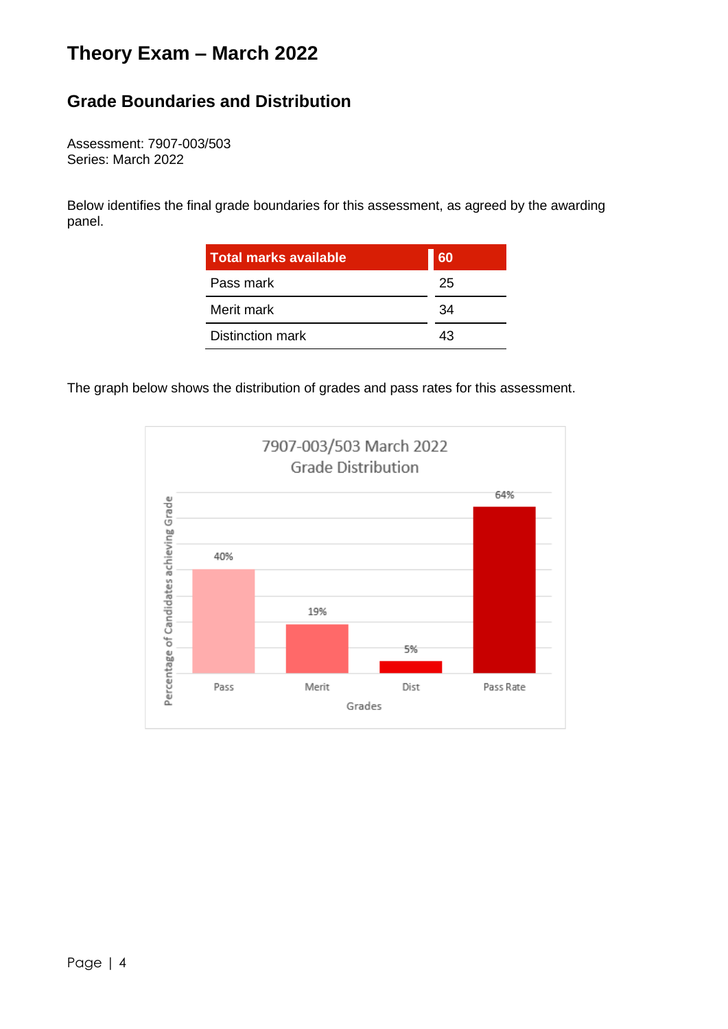# Theory Exam – March 2022

## Grade Boundaries and Distribution

Assessment: 7907-003/503
Series: March 2022

Below identifies the final grade boundaries for this assessment, as agreed by the awarding panel.

| Total marks available | 60 |
|---|---|
| Pass mark | 25 |
| Merit mark | 34 |
| Distinction mark | 43 |

The graph below shows the distribution of grades and pass rates for this assessment.

7907-003/503 March 2022
Grade Distribution

| Grades | Percentage of Candidates achieving Grade |
|---|---|
| Pass | 40% |
| Merit | 19% |
| Dist | 5% |
| Pass Rate | 64% |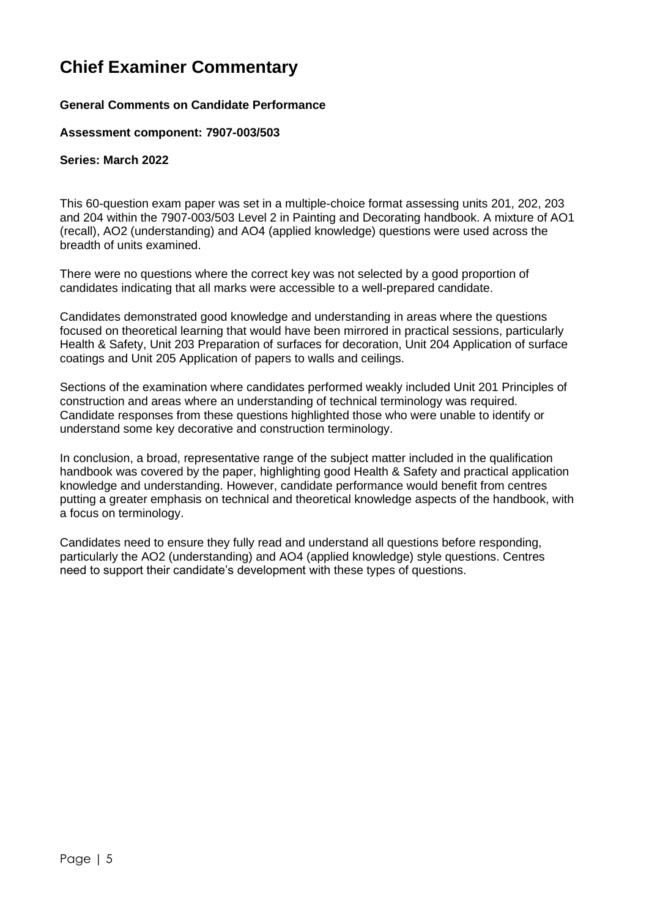# Chief Examiner Commentary

**General Comments on Candidate Performance**

**Assessment component: 7907-003/503**

**Series: March 2022**

This 60-question exam paper was set in a multiple-choice format assessing units 201, 202, 203 and 204 within the 7907-003/503 Level 2 in Painting and Decorating handbook. A mixture of AO1 (recall), AO2 (understanding) and AO4 (applied knowledge) questions were used across the breadth of units examined.

There were no questions where the correct key was not selected by a good proportion of candidates indicating that all marks were accessible to a well-prepared candidate.

Candidates demonstrated good knowledge and understanding in areas where the questions focused on theoretical learning that would have been mirrored in practical sessions, particularly Health & Safety, Unit 203 Preparation of surfaces for decoration, Unit 204 Application of surface coatings and Unit 205 Application of papers to walls and ceilings.

Sections of the examination where candidates performed weakly included Unit 201 Principles of construction and areas where an understanding of technical terminology was required. Candidate responses from these questions highlighted those who were unable to identify or understand some key decorative and construction terminology.

In conclusion, a broad, representative range of the subject matter included in the qualification handbook was covered by the paper, highlighting good Health & Safety and practical application knowledge and understanding. However, candidate performance would benefit from centres putting a greater emphasis on technical and theoretical knowledge aspects of the handbook, with a focus on terminology.

Candidates need to ensure they fully read and understand all questions before responding, particularly the AO2 (understanding) and AO4 (applied knowledge) style questions. Centres need to support their candidate's development with these types of questions.